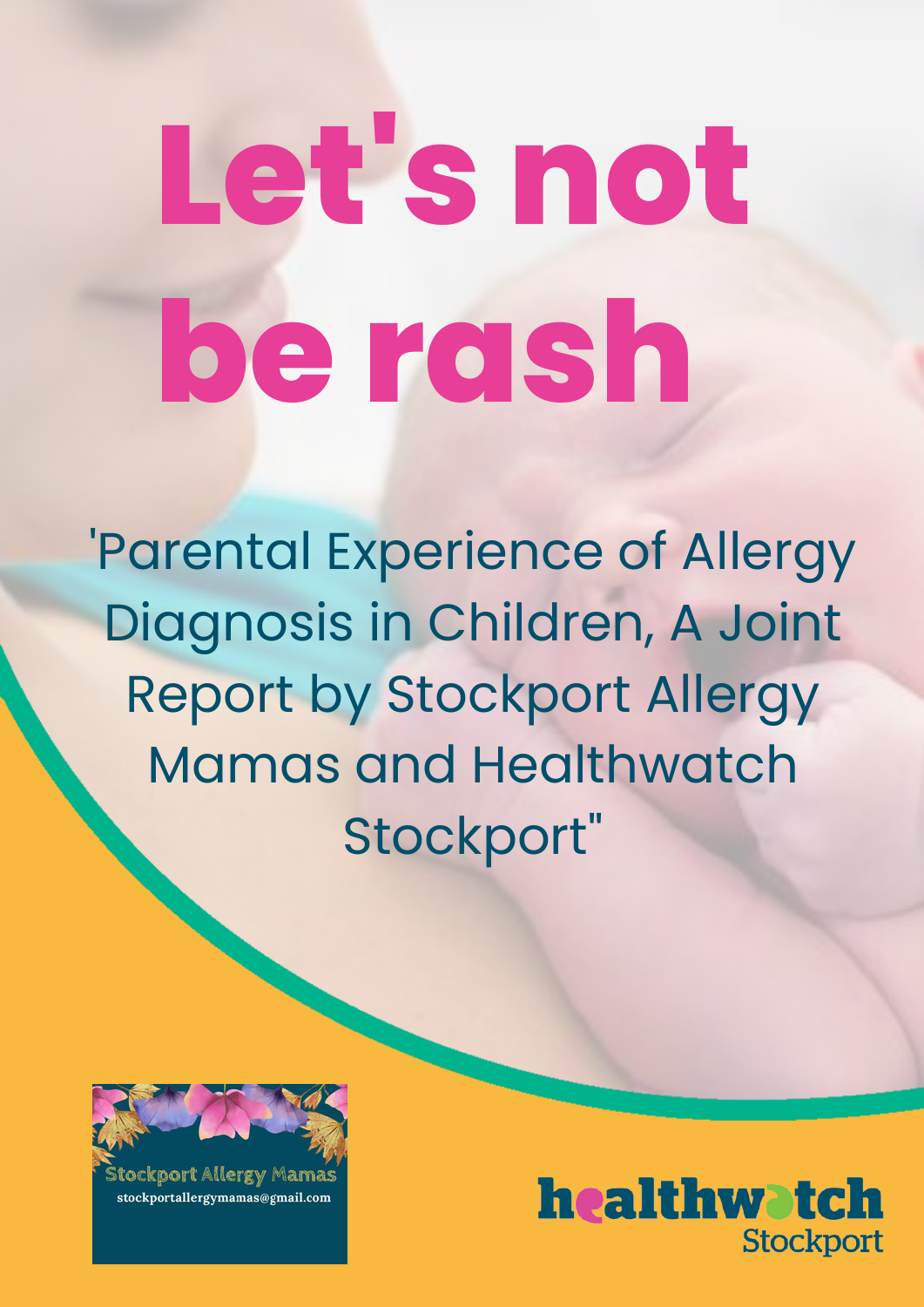# Let's not be rash

'Parental Experience of Allergy Diagnosis in Children, A Joint Report by Stockport Allergy Mamas and Healthwatch Stockport"

Stockport Allergy Mamas
stockportallergymamas@gmail.com

healthwatch Stockport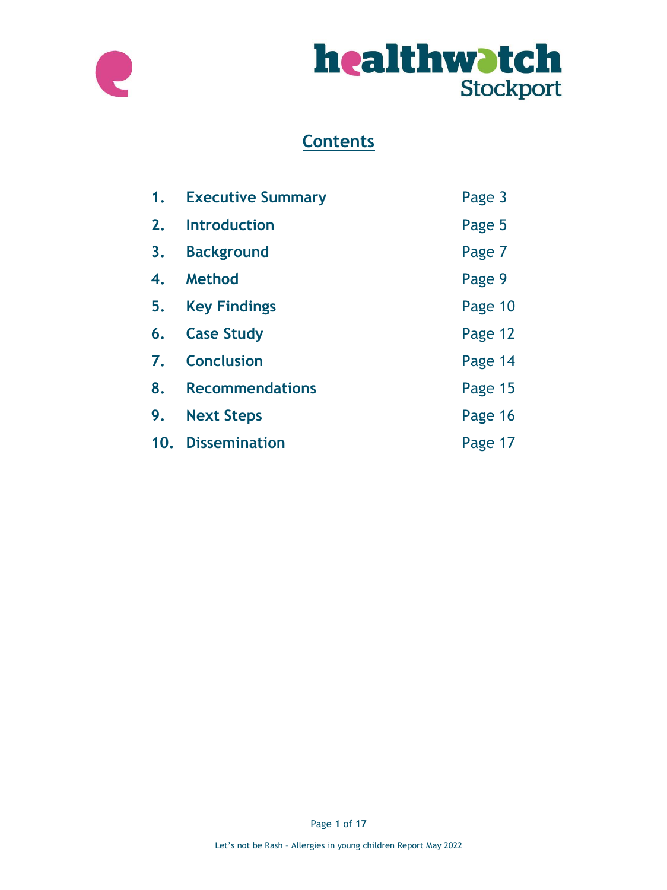# Contents

| | | |
|---|---|---|
| 1. | Executive Summary | Page 3 |
| 2. | Introduction | Page 5 |
| 3. | Background | Page 7 |
| 4. | Method | Page 9 |
| 5. | Key Findings | Page 10 |
| 6. | Case Study | Page 12 |
| 7. | Conclusion | Page 14 |
| 8. | Recommendations | Page 15 |
| 9. | Next Steps | Page 16 |
| 10. | Dissemination | Page 17 |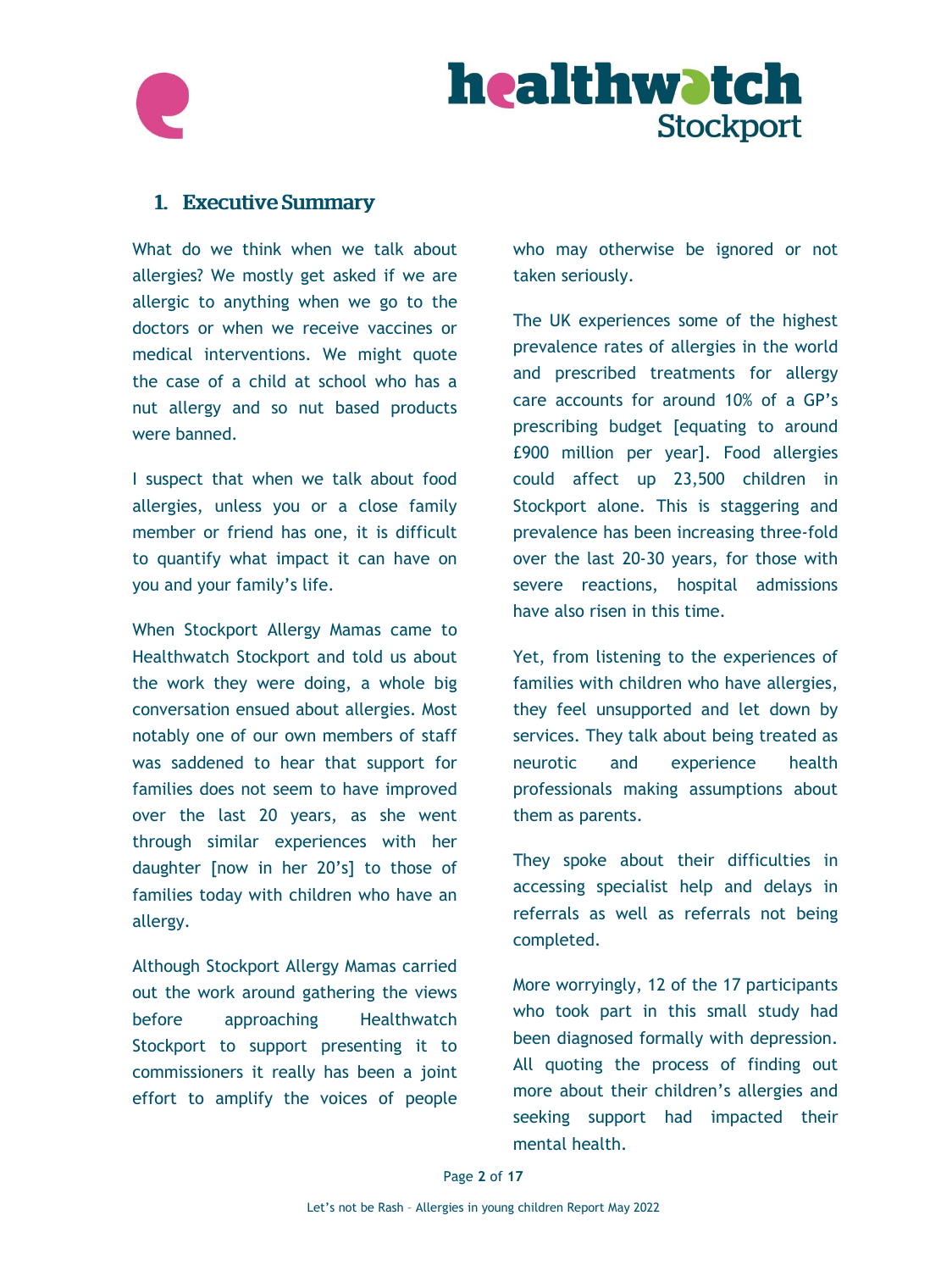## 1. Executive Summary

What do we think when we talk about allergies? We mostly get asked if we are allergic to anything when we go to the doctors or when we receive vaccines or medical interventions. We might quote the case of a child at school who has a nut allergy and so nut based products were banned.

I suspect that when we talk about food allergies, unless you or a close family member or friend has one, it is difficult to quantify what impact it can have on you and your family's life.

When Stockport Allergy Mamas came to Healthwatch Stockport and told us about the work they were doing, a whole big conversation ensued about allergies. Most notably one of our own members of staff was saddened to hear that support for families does not seem to have improved over the last 20 years, as she went through similar experiences with her daughter [now in her 20's] to those of families today with children who have an allergy.

Although Stockport Allergy Mamas carried out the work around gathering the views before approaching Healthwatch Stockport to support presenting it to commissioners it really has been a joint effort to amplify the voices of people who may otherwise be ignored or not taken seriously.

The UK experiences some of the highest prevalence rates of allergies in the world and prescribed treatments for allergy care accounts for around 10% of a GP's prescribing budget [equating to around £900 million per year]. Food allergies could affect up 23,500 children in Stockport alone. This is staggering and prevalence has been increasing three-fold over the last 20-30 years, for those with severe reactions, hospital admissions have also risen in this time.

Yet, from listening to the experiences of families with children who have allergies, they feel unsupported and let down by services. They talk about being treated as neurotic and experience health professionals making assumptions about them as parents.

They spoke about their difficulties in accessing specialist help and delays in referrals as well as referrals not being completed.

More worryingly, 12 of the 17 participants who took part in this small study had been diagnosed formally with depression. All quoting the process of finding out more about their children's allergies and seeking support had impacted their mental health.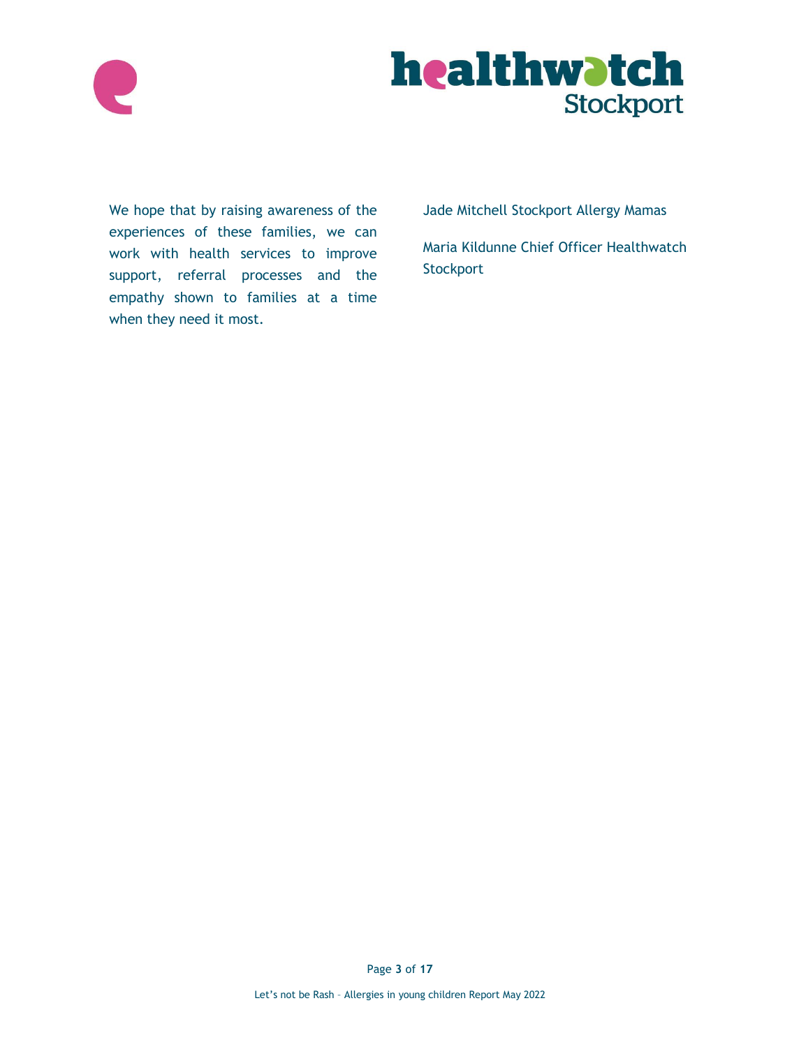We hope that by raising awareness of the experiences of these families, we can work with health services to improve support, referral processes and the empathy shown to families at a time when they need it most.

Jade Mitchell Stockport Allergy Mamas

Maria Kildunne Chief Officer Healthwatch Stockport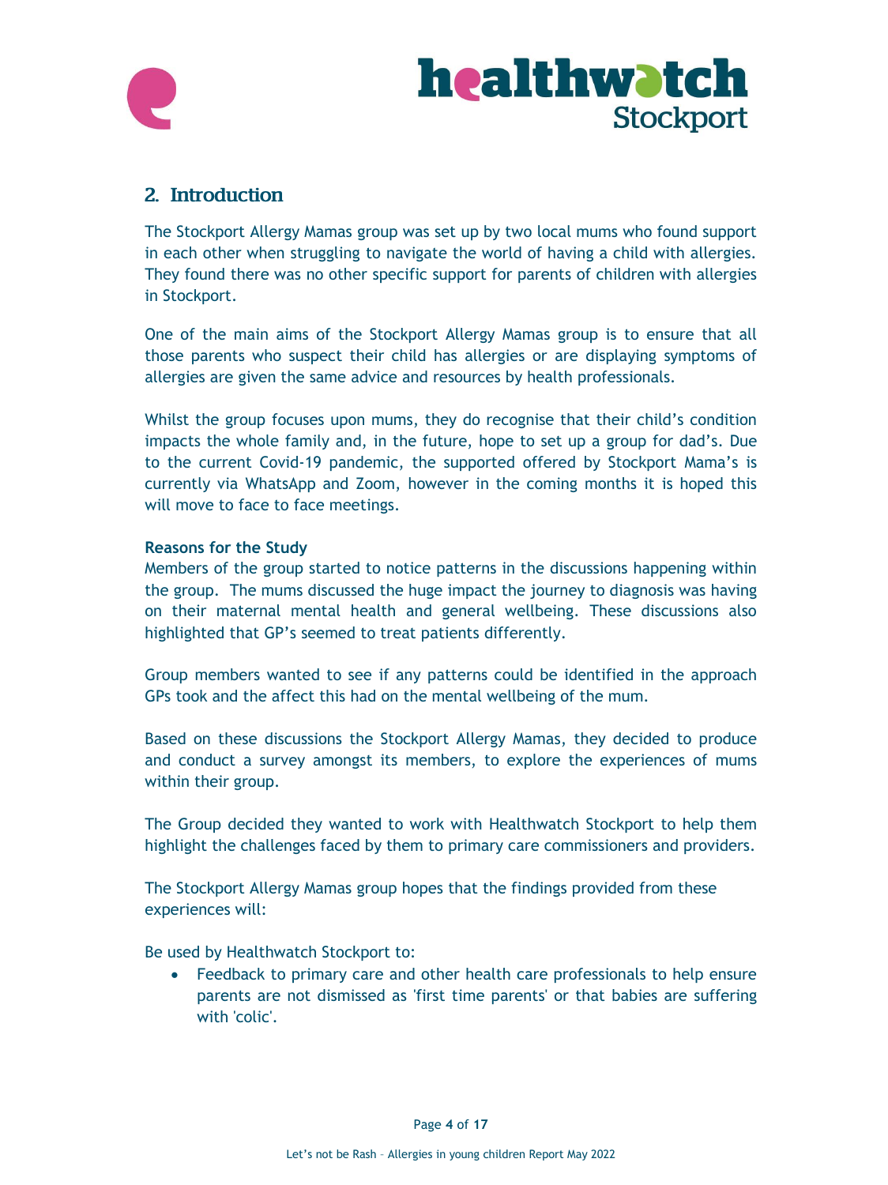## 2. Introduction

The Stockport Allergy Mamas group was set up by two local mums who found support in each other when struggling to navigate the world of having a child with allergies. They found there was no other specific support for parents of children with allergies in Stockport.

One of the main aims of the Stockport Allergy Mamas group is to ensure that all those parents who suspect their child has allergies or are displaying symptoms of allergies are given the same advice and resources by health professionals.

Whilst the group focuses upon mums, they do recognise that their child's condition impacts the whole family and, in the future, hope to set up a group for dad's. Due to the current Covid-19 pandemic, the supported offered by Stockport Mama's is currently via WhatsApp and Zoom, however in the coming months it is hoped this will move to face to face meetings.

**Reasons for the Study**

Members of the group started to notice patterns in the discussions happening within the group. The mums discussed the huge impact the journey to diagnosis was having on their maternal mental health and general wellbeing. These discussions also highlighted that GP's seemed to treat patients differently.

Group members wanted to see if any patterns could be identified in the approach GPs took and the affect this had on the mental wellbeing of the mum.

Based on these discussions the Stockport Allergy Mamas, they decided to produce and conduct a survey amongst its members, to explore the experiences of mums within their group.

The Group decided they wanted to work with Healthwatch Stockport to help them highlight the challenges faced by them to primary care commissioners and providers.

The Stockport Allergy Mamas group hopes that the findings provided from these experiences will:

Be used by Healthwatch Stockport to:

- Feedback to primary care and other health care professionals to help ensure parents are not dismissed as 'first time parents' or that babies are suffering with 'colic'.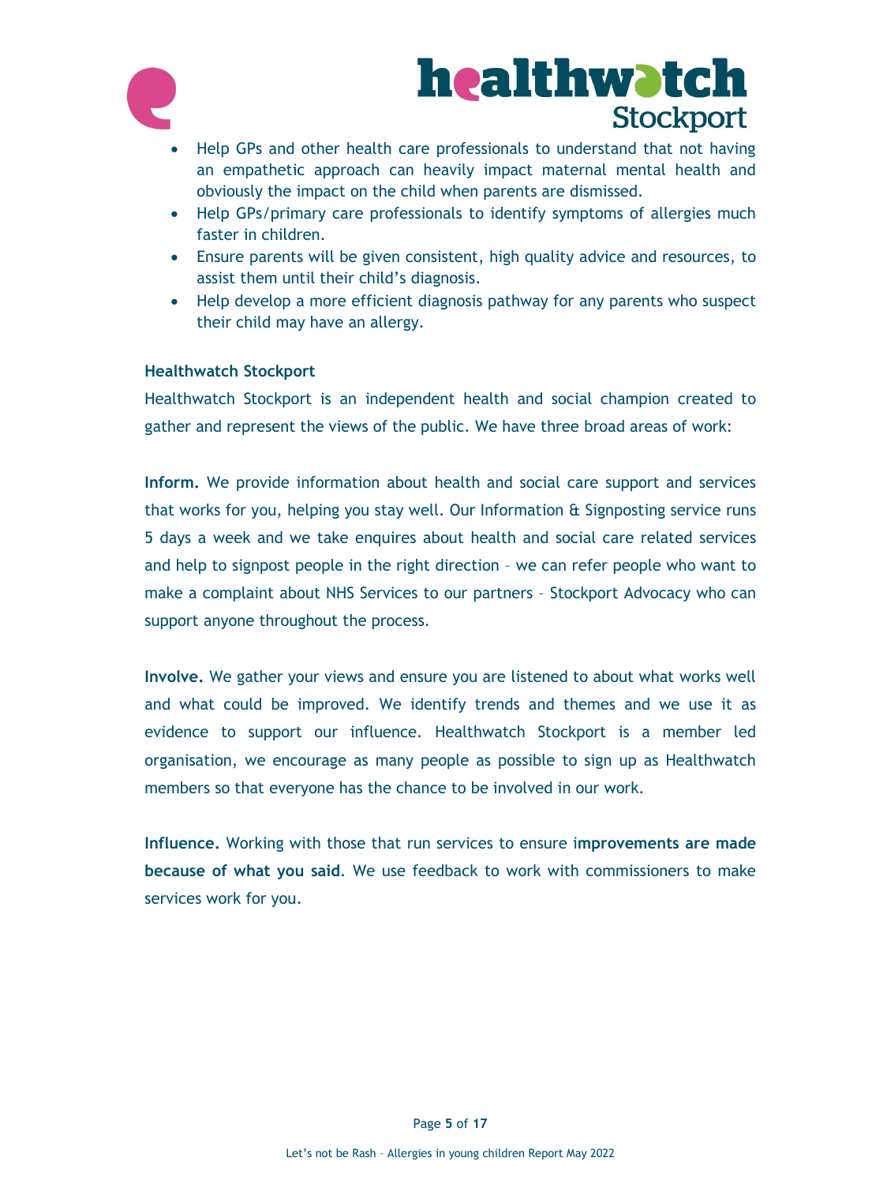- Help GPs and other health care professionals to understand that not having an empathetic approach can heavily impact maternal mental health and obviously the impact on the child when parents are dismissed.
- Help GPs/primary care professionals to identify symptoms of allergies much faster in children.
- Ensure parents will be given consistent, high quality advice and resources, to assist them until their child's diagnosis.
- Help develop a more efficient diagnosis pathway for any parents who suspect their child may have an allergy.

**Healthwatch Stockport**

Healthwatch Stockport is an independent health and social champion created to gather and represent the views of the public. We have three broad areas of work:

**Inform.** We provide information about health and social care support and services that works for you, helping you stay well. Our Information & Signposting service runs 5 days a week and we take enquires about health and social care related services and help to signpost people in the right direction – we can refer people who want to make a complaint about NHS Services to our partners – Stockport Advocacy who can support anyone throughout the process.

**Involve.** We gather your views and ensure you are listened to about what works well and what could be improved. We identify trends and themes and we use it as evidence to support our influence. Healthwatch Stockport is a member led organisation, we encourage as many people as possible to sign up as Healthwatch members so that everyone has the chance to be involved in our work.

**Influence.** Working with those that run services to ensure i**mprovements are made because of what you said**. We use feedback to work with commissioners to make services work for you.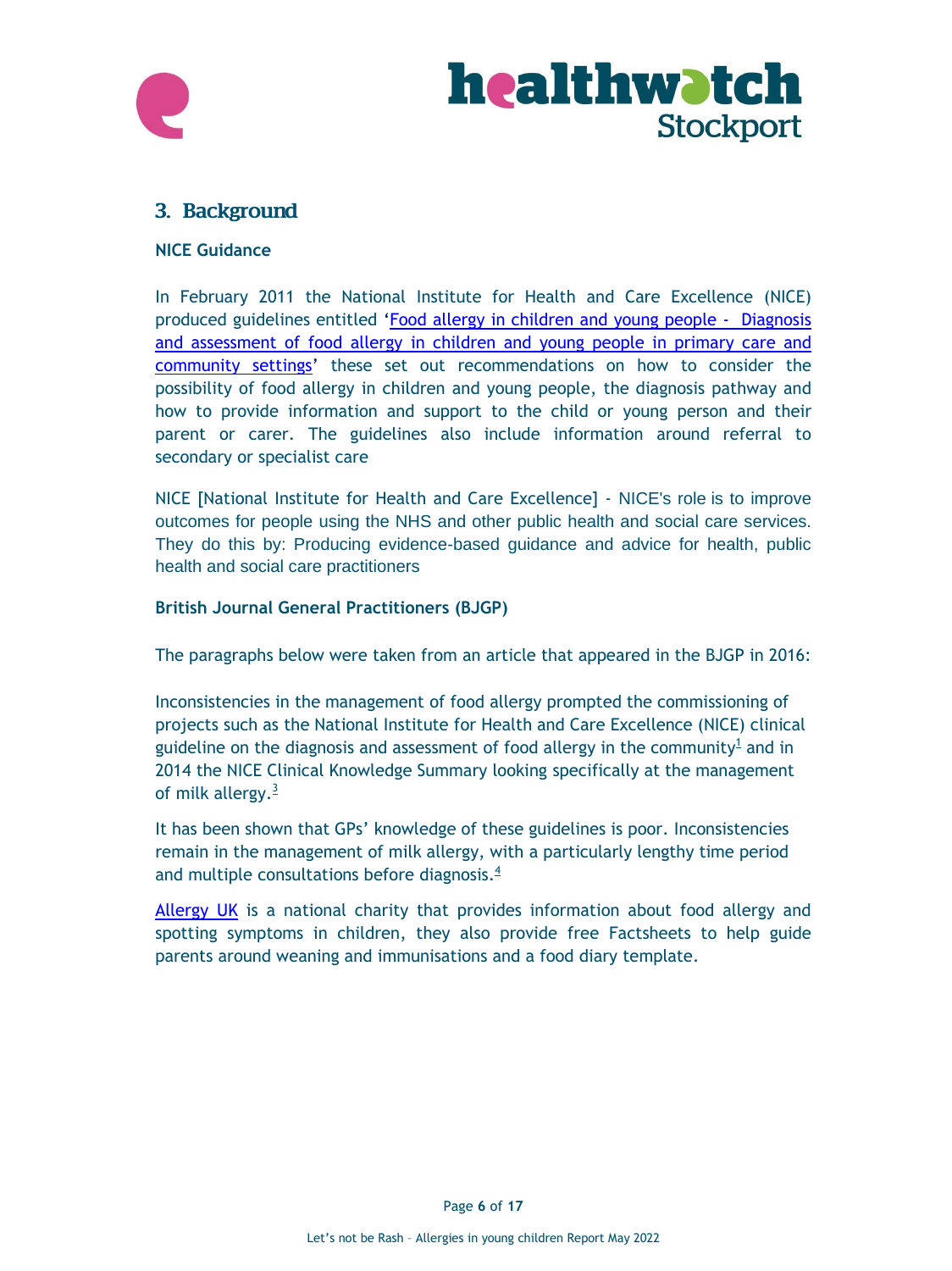## 3. Background

### NICE Guidance

In February 2011 the National Institute for Health and Care Excellence (NICE) produced guidelines entitled 'Food allergy in children and young people - Diagnosis and assessment of food allergy in children and young people in primary care and community settings' these set out recommendations on how to consider the possibility of food allergy in children and young people, the diagnosis pathway and how to provide information and support to the child or young person and their parent or carer. The guidelines also include information around referral to secondary or specialist care

NICE [National Institute for Health and Care Excellence] - NICE's role is to improve outcomes for people using the NHS and other public health and social care services. They do this by: Producing evidence-based guidance and advice for health, public health and social care practitioners

### British Journal General Practitioners (BJGP)

The paragraphs below were taken from an article that appeared in the BJGP in 2016:

Inconsistencies in the management of food allergy prompted the commissioning of projects such as the National Institute for Health and Care Excellence (NICE) clinical guideline on the diagnosis and assessment of food allergy in the community[1] and in 2014 the NICE Clinical Knowledge Summary looking specifically at the management of milk allergy.[3]

It has been shown that GPs' knowledge of these guidelines is poor. Inconsistencies remain in the management of milk allergy, with a particularly lengthy time period and multiple consultations before diagnosis.[4]

Allergy UK is a national charity that provides information about food allergy and spotting symptoms in children, they also provide free Factsheets to help guide parents around weaning and immunisations and a food diary template.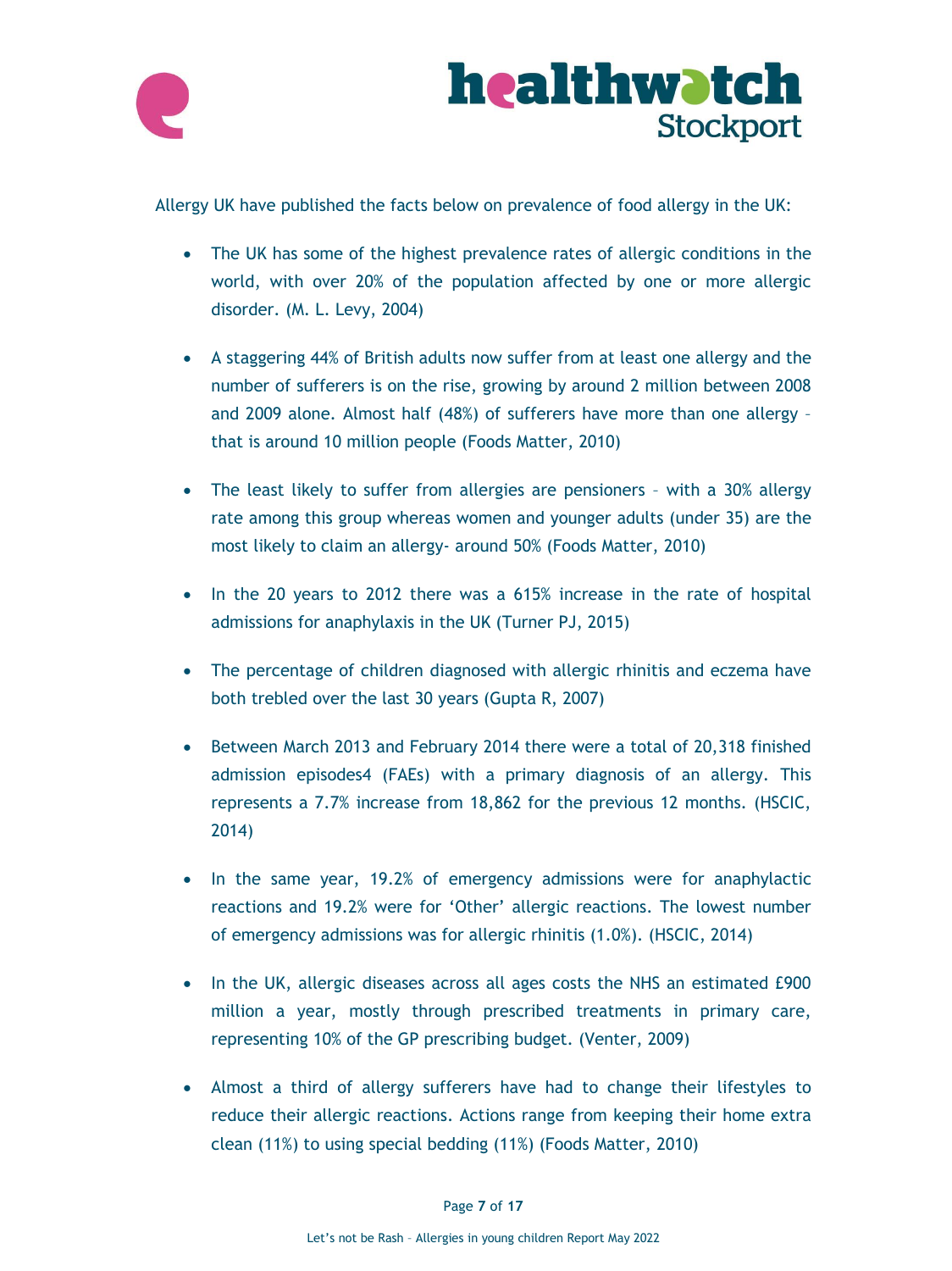Allergy UK have published the facts below on prevalence of food allergy in the UK:

- The UK has some of the highest prevalence rates of allergic conditions in the world, with over 20% of the population affected by one or more allergic disorder. (M. L. Levy, 2004)
- A staggering 44% of British adults now suffer from at least one allergy and the number of sufferers is on the rise, growing by around 2 million between 2008 and 2009 alone. Almost half (48%) of sufferers have more than one allergy – that is around 10 million people (Foods Matter, 2010)
- The least likely to suffer from allergies are pensioners – with a 30% allergy rate among this group whereas women and younger adults (under 35) are the most likely to claim an allergy- around 50% (Foods Matter, 2010)
- In the 20 years to 2012 there was a 615% increase in the rate of hospital admissions for anaphylaxis in the UK (Turner PJ, 2015)
- The percentage of children diagnosed with allergic rhinitis and eczema have both trebled over the last 30 years (Gupta R, 2007)
- Between March 2013 and February 2014 there were a total of 20,318 finished admission episodes4 (FAEs) with a primary diagnosis of an allergy. This represents a 7.7% increase from 18,862 for the previous 12 months. (HSCIC, 2014)
- In the same year, 19.2% of emergency admissions were for anaphylactic reactions and 19.2% were for 'Other' allergic reactions. The lowest number of emergency admissions was for allergic rhinitis (1.0%). (HSCIC, 2014)
- In the UK, allergic diseases across all ages costs the NHS an estimated £900 million a year, mostly through prescribed treatments in primary care, representing 10% of the GP prescribing budget. (Venter, 2009)
- Almost a third of allergy sufferers have had to change their lifestyles to reduce their allergic reactions. Actions range from keeping their home extra clean (11%) to using special bedding (11%) (Foods Matter, 2010)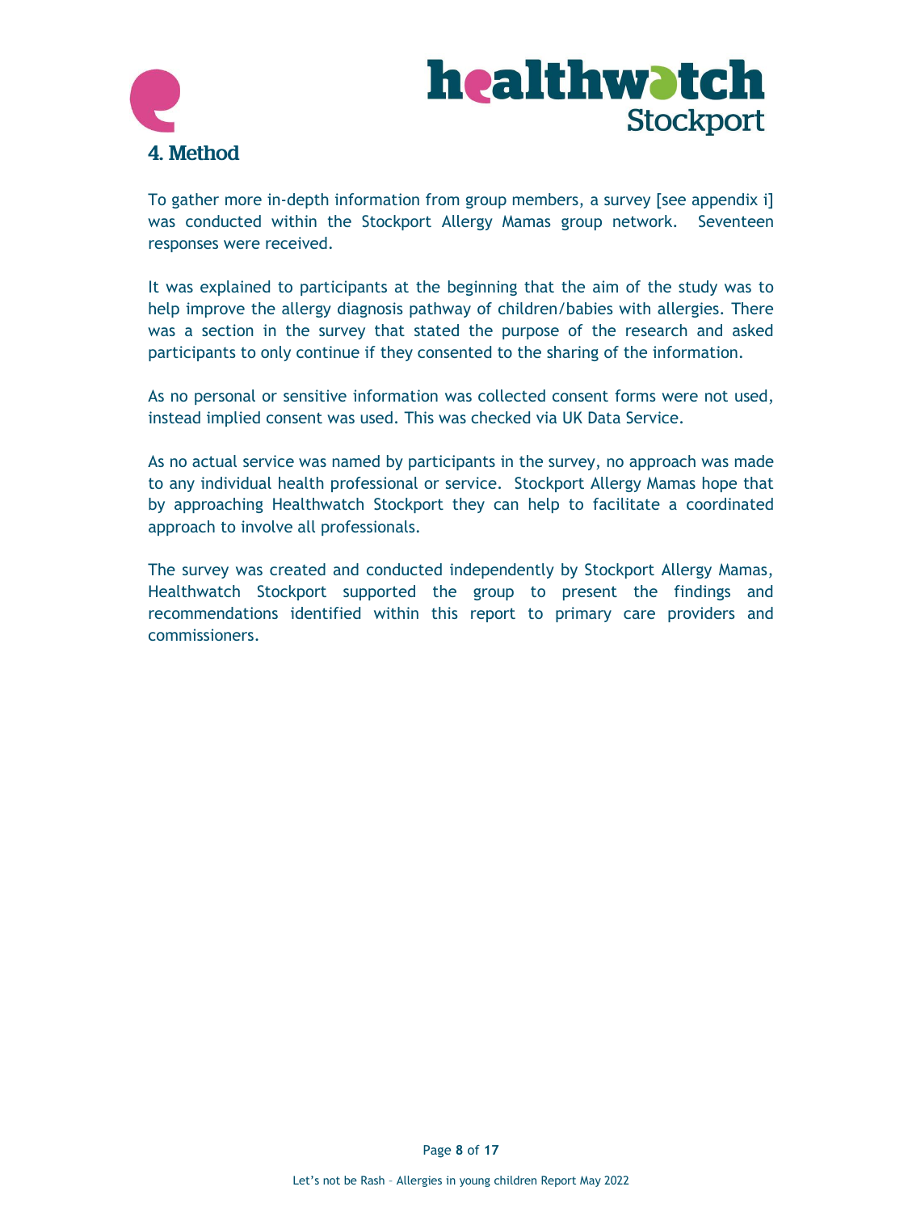## 4. Method

To gather more in-depth information from group members, a survey [see appendix i] was conducted within the Stockport Allergy Mamas group network. Seventeen responses were received.

It was explained to participants at the beginning that the aim of the study was to help improve the allergy diagnosis pathway of children/babies with allergies. There was a section in the survey that stated the purpose of the research and asked participants to only continue if they consented to the sharing of the information.

As no personal or sensitive information was collected consent forms were not used, instead implied consent was used. This was checked via UK Data Service.

As no actual service was named by participants in the survey, no approach was made to any individual health professional or service. Stockport Allergy Mamas hope that by approaching Healthwatch Stockport they can help to facilitate a coordinated approach to involve all professionals.

The survey was created and conducted independently by Stockport Allergy Mamas, Healthwatch Stockport supported the group to present the findings and recommendations identified within this report to primary care providers and commissioners.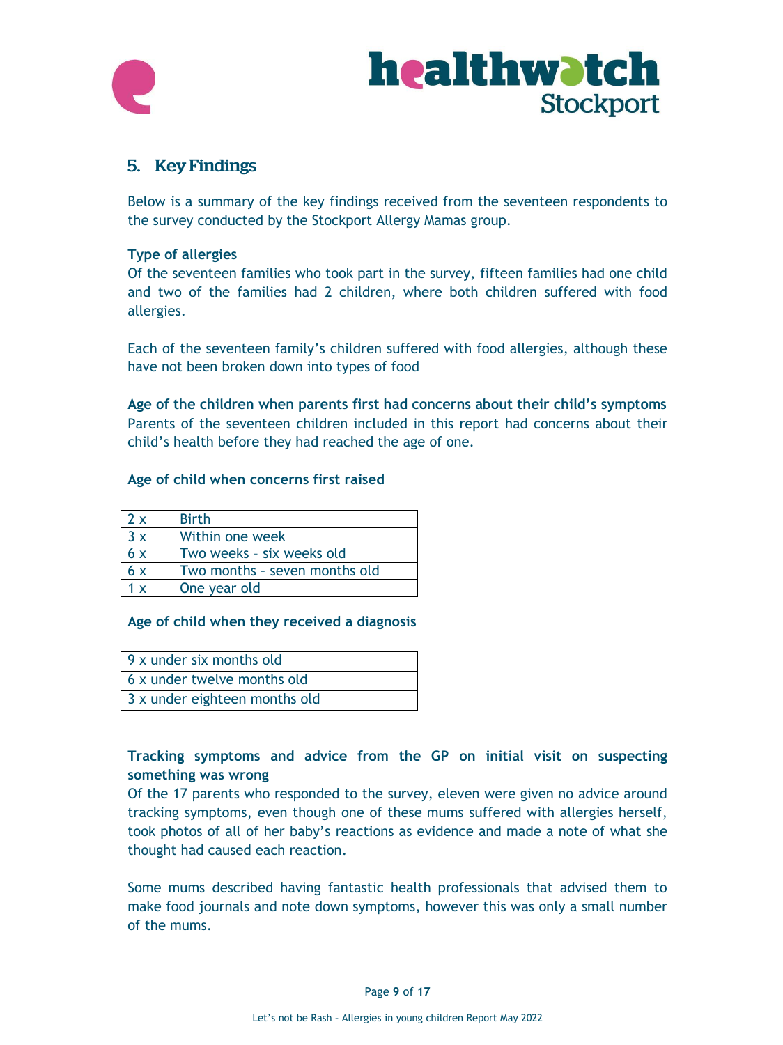## 5. Key Findings

Below is a summary of the key findings received from the seventeen respondents to the survey conducted by the Stockport Allergy Mamas group.

**Type of allergies**

Of the seventeen families who took part in the survey, fifteen families had one child and two of the families had 2 children, where both children suffered with food allergies.

Each of the seventeen family's children suffered with food allergies, although these have not been broken down into types of food

**Age of the children when parents first had concerns about their child's symptoms**

Parents of the seventeen children included in this report had concerns about their child's health before they had reached the age of one.

**Age of child when concerns first raised**

| | |
|---|---|
| 2 x | Birth |
| 3 x | Within one week |
| 6 x | Two weeks – six weeks old |
| 6 x | Two months – seven months old |
| 1 x | One year old |

**Age of child when they received a diagnosis**

| |
|---|
| 9 x under six months old |
| 6 x under twelve months old |
| 3 x under eighteen months old |

**Tracking symptoms and advice from the GP on initial visit on suspecting something was wrong**

Of the 17 parents who responded to the survey, eleven were given no advice around tracking symptoms, even though one of these mums suffered with allergies herself, took photos of all of her baby's reactions as evidence and made a note of what she thought had caused each reaction.

Some mums described having fantastic health professionals that advised them to make food journals and note down symptoms, however this was only a small number of the mums.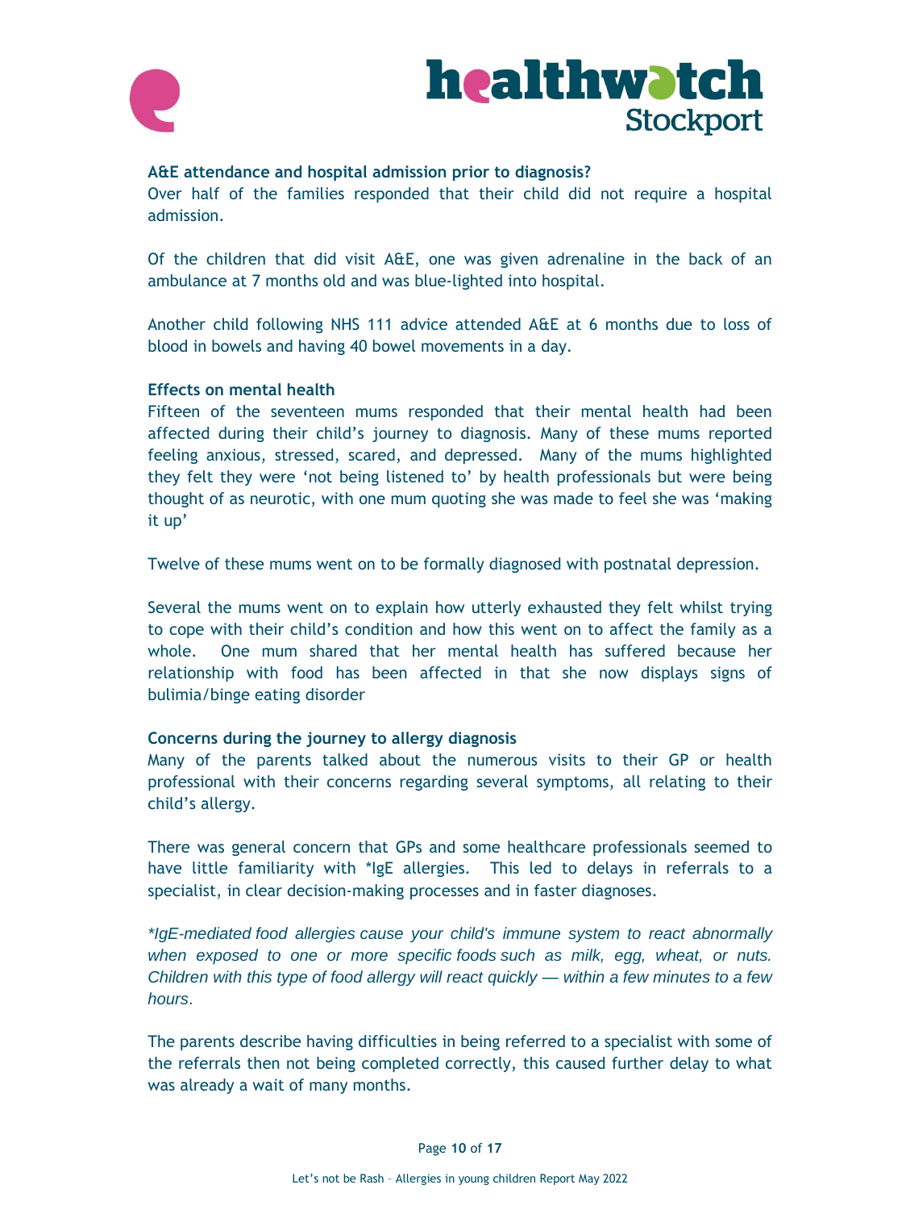### A&E attendance and hospital admission prior to diagnosis?

Over half of the families responded that their child did not require a hospital admission.

Of the children that did visit A&E, one was given adrenaline in the back of an ambulance at 7 months old and was blue-lighted into hospital.

Another child following NHS 111 advice attended A&E at 6 months due to loss of blood in bowels and having 40 bowel movements in a day.

### Effects on mental health

Fifteen of the seventeen mums responded that their mental health had been affected during their child's journey to diagnosis. Many of these mums reported feeling anxious, stressed, scared, and depressed. Many of the mums highlighted they felt they were 'not being listened to' by health professionals but were being thought of as neurotic, with one mum quoting she was made to feel she was 'making it up'

Twelve of these mums went on to be formally diagnosed with postnatal depression.

Several the mums went on to explain how utterly exhausted they felt whilst trying to cope with their child's condition and how this went on to affect the family as a whole. One mum shared that her mental health has suffered because her relationship with food has been affected in that she now displays signs of bulimia/binge eating disorder

### Concerns during the journey to allergy diagnosis

Many of the parents talked about the numerous visits to their GP or health professional with their concerns regarding several symptoms, all relating to their child's allergy.

There was general concern that GPs and some healthcare professionals seemed to have little familiarity with *IgE allergies. This led to delays in referrals to a specialist, in clear decision-making processes and in faster diagnoses.

*\*IgE-mediated food allergies cause your child's immune system to react abnormally when exposed to one or more specific foods such as milk, egg, wheat, or nuts. Children with this type of food allergy will react quickly — within a few minutes to a few hours.*

The parents describe having difficulties in being referred to a specialist with some of the referrals then not being completed correctly, this caused further delay to what was already a wait of many months.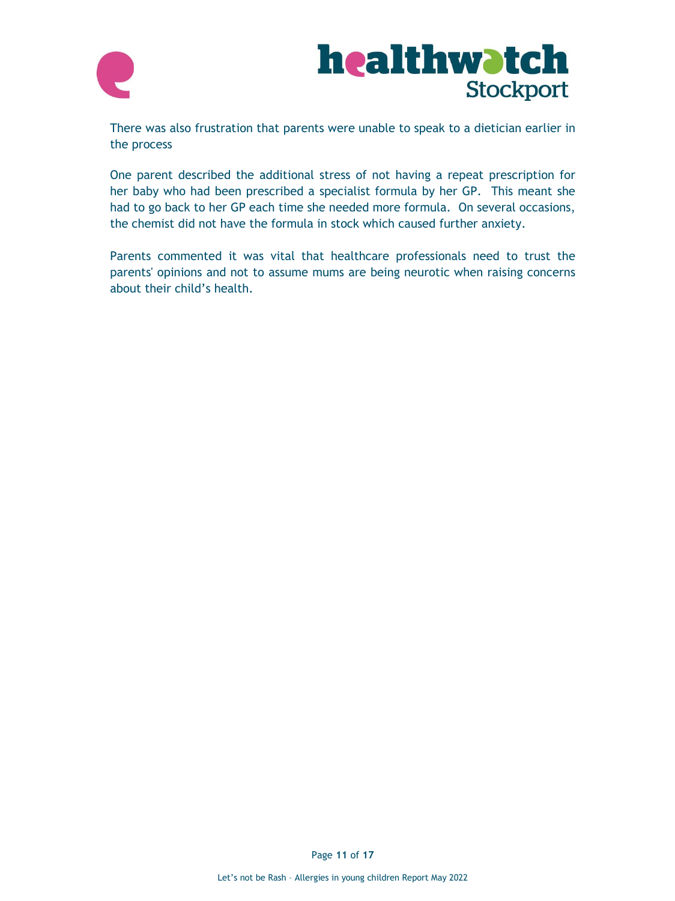There was also frustration that parents were unable to speak to a dietician earlier in the process

One parent described the additional stress of not having a repeat prescription for her baby who had been prescribed a specialist formula by her GP. This meant she had to go back to her GP each time she needed more formula. On several occasions, the chemist did not have the formula in stock which caused further anxiety.

Parents commented it was vital that healthcare professionals need to trust the parents' opinions and not to assume mums are being neurotic when raising concerns about their child's health.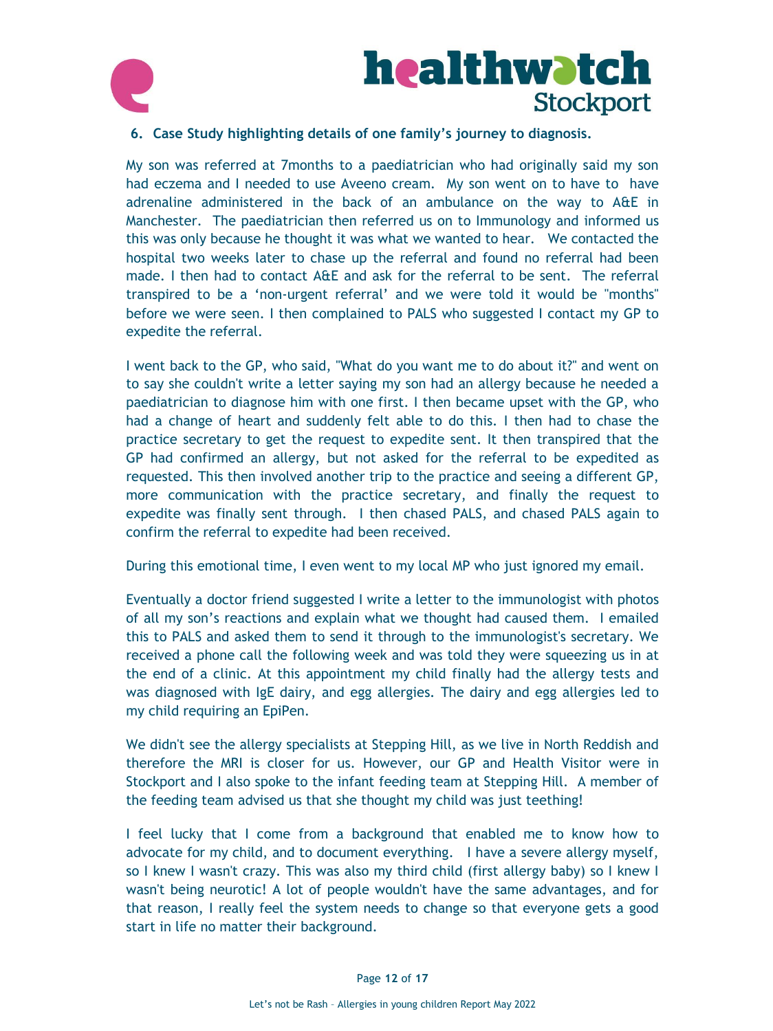## 6. Case Study highlighting details of one family's journey to diagnosis.

My son was referred at 7months to a paediatrician who had originally said my son had eczema and I needed to use Aveeno cream. My son went on to have to have adrenaline administered in the back of an ambulance on the way to A&E in Manchester. The paediatrician then referred us on to Immunology and informed us this was only because he thought it was what we wanted to hear. We contacted the hospital two weeks later to chase up the referral and found no referral had been made. I then had to contact A&E and ask for the referral to be sent. The referral transpired to be a 'non-urgent referral' and we were told it would be "months" before we were seen. I then complained to PALS who suggested I contact my GP to expedite the referral.

I went back to the GP, who said, "What do you want me to do about it?" and went on to say she couldn't write a letter saying my son had an allergy because he needed a paediatrician to diagnose him with one first. I then became upset with the GP, who had a change of heart and suddenly felt able to do this. I then had to chase the practice secretary to get the request to expedite sent. It then transpired that the GP had confirmed an allergy, but not asked for the referral to be expedited as requested. This then involved another trip to the practice and seeing a different GP, more communication with the practice secretary, and finally the request to expedite was finally sent through. I then chased PALS, and chased PALS again to confirm the referral to expedite had been received.

During this emotional time, I even went to my local MP who just ignored my email.

Eventually a doctor friend suggested I write a letter to the immunologist with photos of all my son's reactions and explain what we thought had caused them. I emailed this to PALS and asked them to send it through to the immunologist's secretary. We received a phone call the following week and was told they were squeezing us in at the end of a clinic. At this appointment my child finally had the allergy tests and was diagnosed with IgE dairy, and egg allergies. The dairy and egg allergies led to my child requiring an EpiPen.

We didn't see the allergy specialists at Stepping Hill, as we live in North Reddish and therefore the MRI is closer for us. However, our GP and Health Visitor were in Stockport and I also spoke to the infant feeding team at Stepping Hill. A member of the feeding team advised us that she thought my child was just teething!

I feel lucky that I come from a background that enabled me to know how to advocate for my child, and to document everything. I have a severe allergy myself, so I knew I wasn't crazy. This was also my third child (first allergy baby) so I knew I wasn't being neurotic! A lot of people wouldn't have the same advantages, and for that reason, I really feel the system needs to change so that everyone gets a good start in life no matter their background.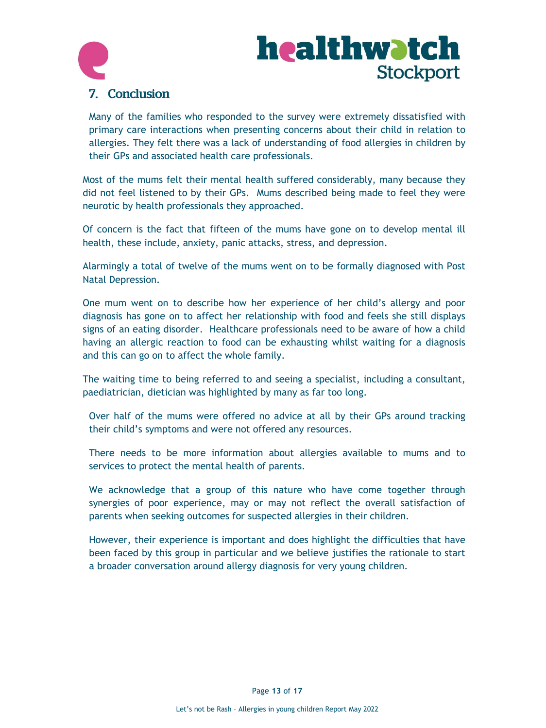## 7. Conclusion

Many of the families who responded to the survey were extremely dissatisfied with primary care interactions when presenting concerns about their child in relation to allergies. They felt there was a lack of understanding of food allergies in children by their GPs and associated health care professionals.

Most of the mums felt their mental health suffered considerably, many because they did not feel listened to by their GPs. Mums described being made to feel they were neurotic by health professionals they approached.

Of concern is the fact that fifteen of the mums have gone on to develop mental ill health, these include, anxiety, panic attacks, stress, and depression.

Alarmingly a total of twelve of the mums went on to be formally diagnosed with Post Natal Depression.

One mum went on to describe how her experience of her child's allergy and poor diagnosis has gone on to affect her relationship with food and feels she still displays signs of an eating disorder. Healthcare professionals need to be aware of how a child having an allergic reaction to food can be exhausting whilst waiting for a diagnosis and this can go on to affect the whole family.

The waiting time to being referred to and seeing a specialist, including a consultant, paediatrician, dietician was highlighted by many as far too long.

Over half of the mums were offered no advice at all by their GPs around tracking their child's symptoms and were not offered any resources.

There needs to be more information about allergies available to mums and to services to protect the mental health of parents.

We acknowledge that a group of this nature who have come together through synergies of poor experience, may or may not reflect the overall satisfaction of parents when seeking outcomes for suspected allergies in their children.

However, their experience is important and does highlight the difficulties that have been faced by this group in particular and we believe justifies the rationale to start a broader conversation around allergy diagnosis for very young children.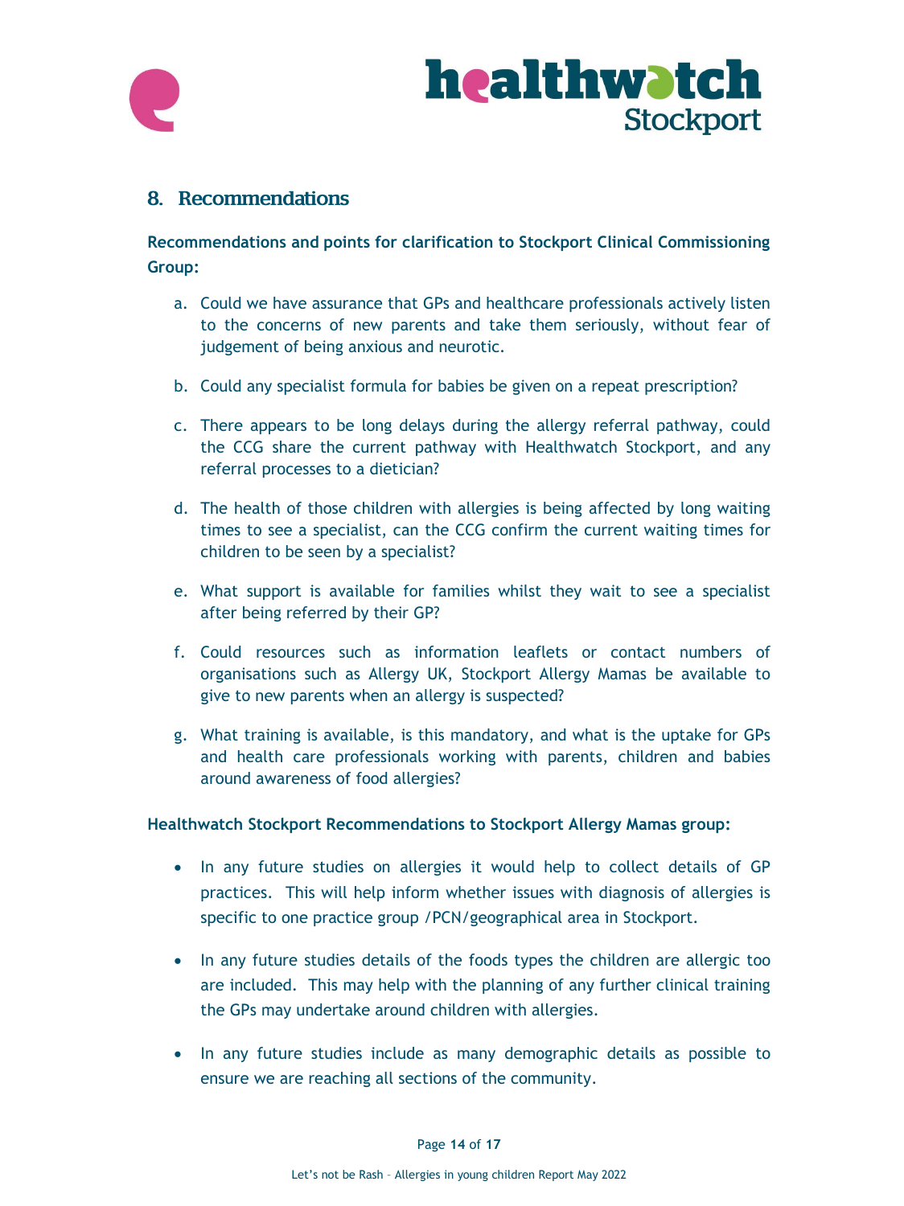## 8. Recommendations

**Recommendations and points for clarification to Stockport Clinical Commissioning Group:**

a. Could we have assurance that GPs and healthcare professionals actively listen to the concerns of new parents and take them seriously, without fear of judgement of being anxious and neurotic.

b. Could any specialist formula for babies be given on a repeat prescription?

c. There appears to be long delays during the allergy referral pathway, could the CCG share the current pathway with Healthwatch Stockport, and any referral processes to a dietician?

d. The health of those children with allergies is being affected by long waiting times to see a specialist, can the CCG confirm the current waiting times for children to be seen by a specialist?

e. What support is available for families whilst they wait to see a specialist after being referred by their GP?

f. Could resources such as information leaflets or contact numbers of organisations such as Allergy UK, Stockport Allergy Mamas be available to give to new parents when an allergy is suspected?

g. What training is available, is this mandatory, and what is the uptake for GPs and health care professionals working with parents, children and babies around awareness of food allergies?

**Healthwatch Stockport Recommendations to Stockport Allergy Mamas group:**

- In any future studies on allergies it would help to collect details of GP practices. This will help inform whether issues with diagnosis of allergies is specific to one practice group /PCN/geographical area in Stockport.
- In any future studies details of the foods types the children are allergic too are included. This may help with the planning of any further clinical training the GPs may undertake around children with allergies.
- In any future studies include as many demographic details as possible to ensure we are reaching all sections of the community.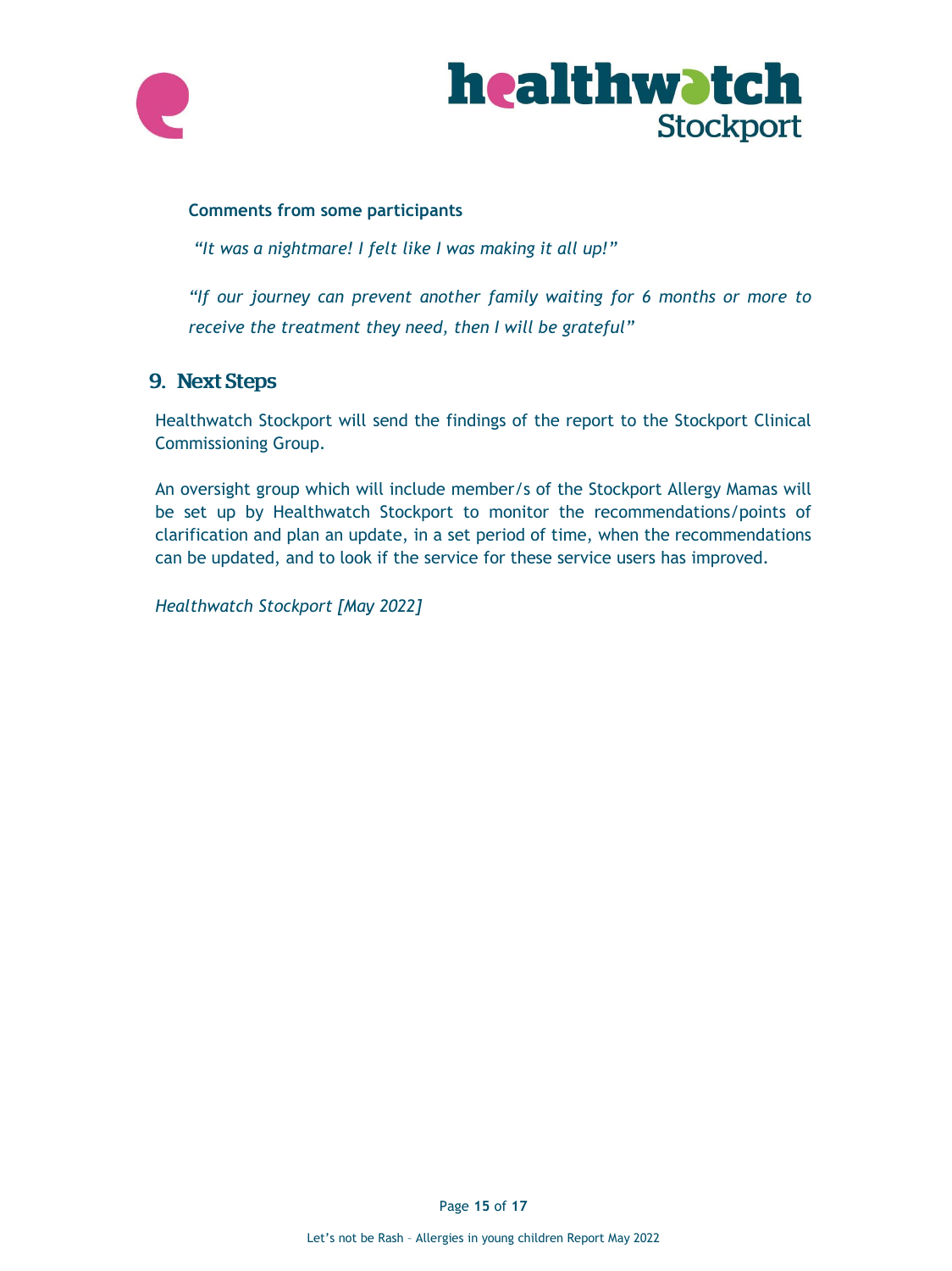**Comments from some participants**

*"It was a nightmare! I felt like I was making it all up!"*

*"If our journey can prevent another family waiting for 6 months or more to receive the treatment they need, then I will be grateful"*

## 9. Next Steps

Healthwatch Stockport will send the findings of the report to the Stockport Clinical Commissioning Group.

An oversight group which will include member/s of the Stockport Allergy Mamas will be set up by Healthwatch Stockport to monitor the recommendations/points of clarification and plan an update, in a set period of time, when the recommendations can be updated, and to look if the service for these service users has improved.

*Healthwatch Stockport [May 2022]*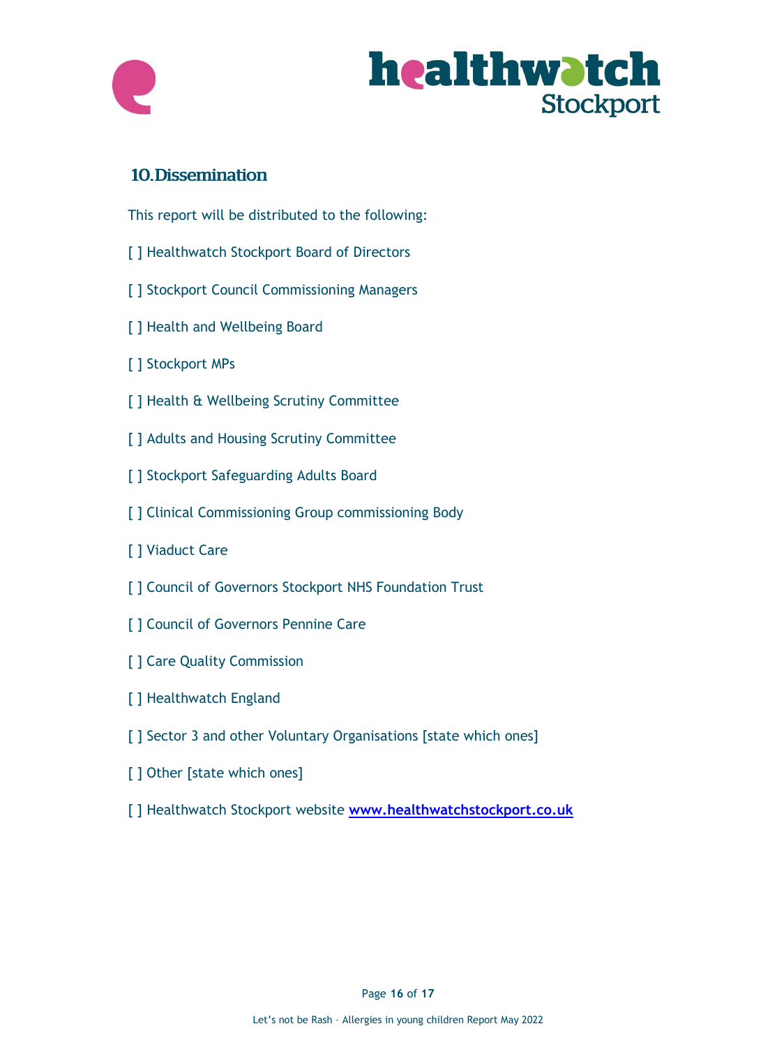## 10. Dissemination

This report will be distributed to the following:

[ ] Healthwatch Stockport Board of Directors

[ ] Stockport Council Commissioning Managers

[ ] Health and Wellbeing Board

[ ] Stockport MPs

[ ] Health & Wellbeing Scrutiny Committee

[ ] Adults and Housing Scrutiny Committee

[ ] Stockport Safeguarding Adults Board

[ ] Clinical Commissioning Group commissioning Body

[ ] Viaduct Care

[ ] Council of Governors Stockport NHS Foundation Trust

[ ] Council of Governors Pennine Care

[ ] Care Quality Commission

[ ] Healthwatch England

[ ] Sector 3 and other Voluntary Organisations [state which ones]

[ ] Other [state which ones]

[ ] Healthwatch Stockport website **www.healthwatchstockport.co.uk**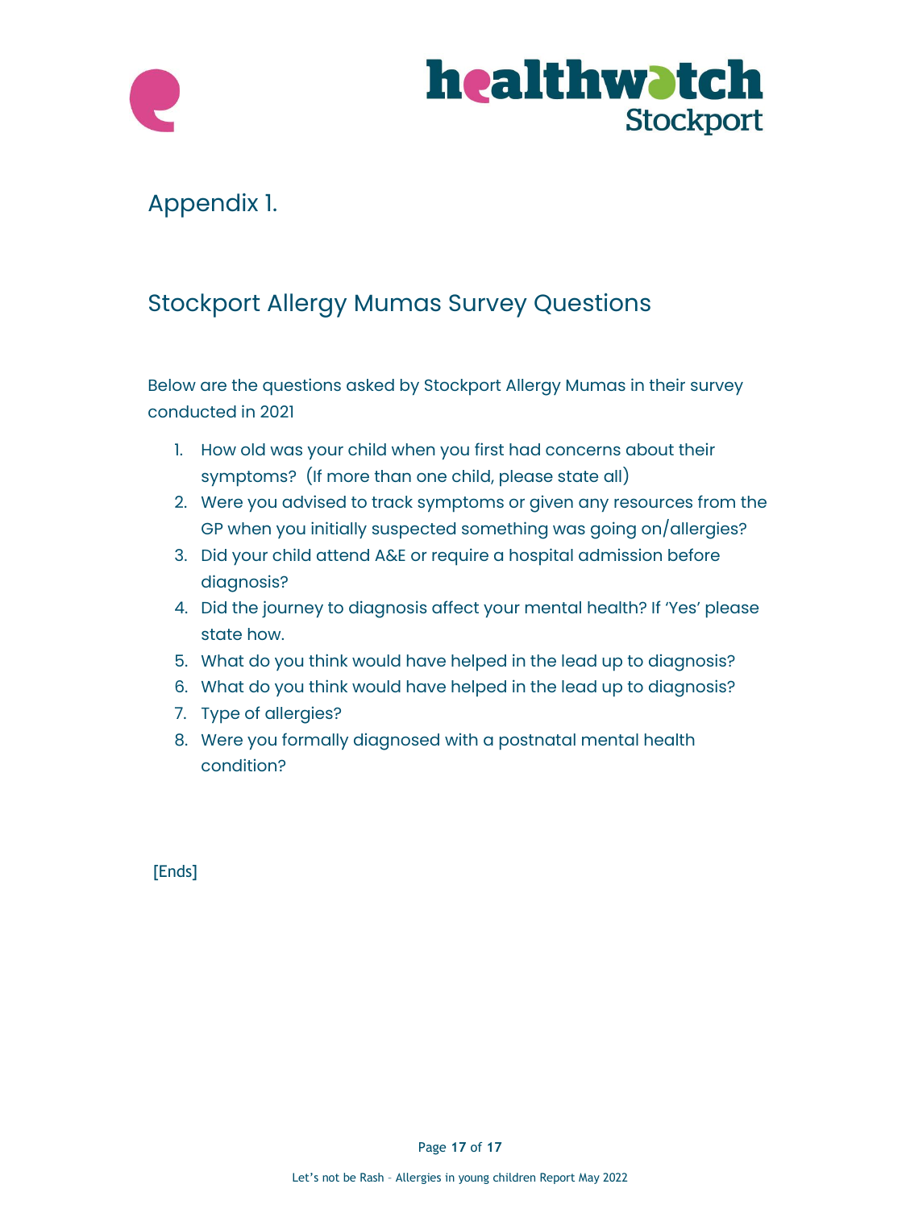# Appendix 1.

## Stockport Allergy Mumas Survey Questions

Below are the questions asked by Stockport Allergy Mumas in their survey conducted in 2021

1. How old was your child when you first had concerns about their symptoms? (If more than one child, please state all)
2. Were you advised to track symptoms or given any resources from the GP when you initially suspected something was going on/allergies?
3. Did your child attend A&E or require a hospital admission before diagnosis?
4. Did the journey to diagnosis affect your mental health? If 'Yes' please state how.
5. What do you think would have helped in the lead up to diagnosis?
6. What do you think would have helped in the lead up to diagnosis?
7. Type of allergies?
8. Were you formally diagnosed with a postnatal mental health condition?

[Ends]